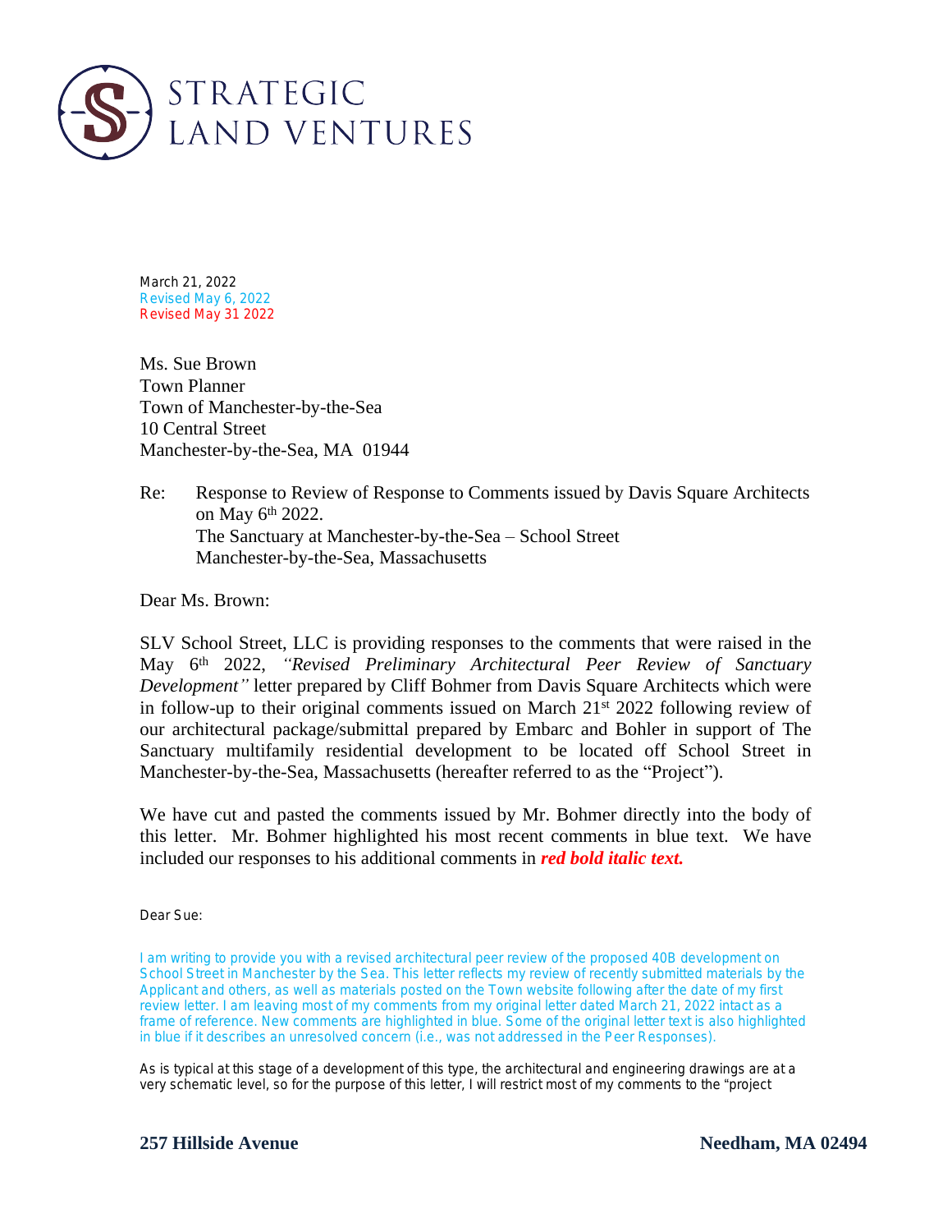STRATEGIC LAND VENTURES

March 21, 2022
Revised May 6, 2022
Revised May 31 2022

Ms. Sue Brown
Town Planner
Town of Manchester-by-the-Sea
10 Central Street
Manchester-by-the-Sea, MA 01944

Re: Response to Review of Response to Comments issued by Davis Square Architects on May 6th 2022.
The Sanctuary at Manchester-by-the-Sea – School Street
Manchester-by-the-Sea, Massachusetts

Dear Ms. Brown:

SLV School Street, LLC is providing responses to the comments that were raised in the May 6th 2022, *"Revised Preliminary Architectural Peer Review of Sanctuary Development"* letter prepared by Cliff Bohmer from Davis Square Architects which were in follow-up to their original comments issued on March 21st 2022 following review of our architectural package/submittal prepared by Embarc and Bohler in support of The Sanctuary multifamily residential development to be located off School Street in Manchester-by-the-Sea, Massachusetts (hereafter referred to as the "Project").

We have cut and pasted the comments issued by Mr. Bohmer directly into the body of this letter. Mr. Bohmer highlighted his most recent comments in blue text. We have included our responses to his additional comments in ***red bold italic text.***

Dear Sue:

I am writing to provide you with a revised architectural peer review of the proposed 40B development on School Street in Manchester by the Sea. This letter reflects my review of recently submitted materials by the Applicant and others, as well as materials posted on the Town website following after the date of my first review letter. I am leaving most of my comments from my original letter dated March 21, 2022 intact as a frame of reference. New comments are highlighted in blue. Some of the original letter text is also highlighted in blue if it describes an unresolved concern (i.e., was not addressed in the Peer Responses).

As is typical at this stage of a development of this type, the architectural and engineering drawings are at a very schematic level, so for the purpose of this letter, I will restrict most of my comments to the "project

257 Hillside Avenue Needham, MA 02494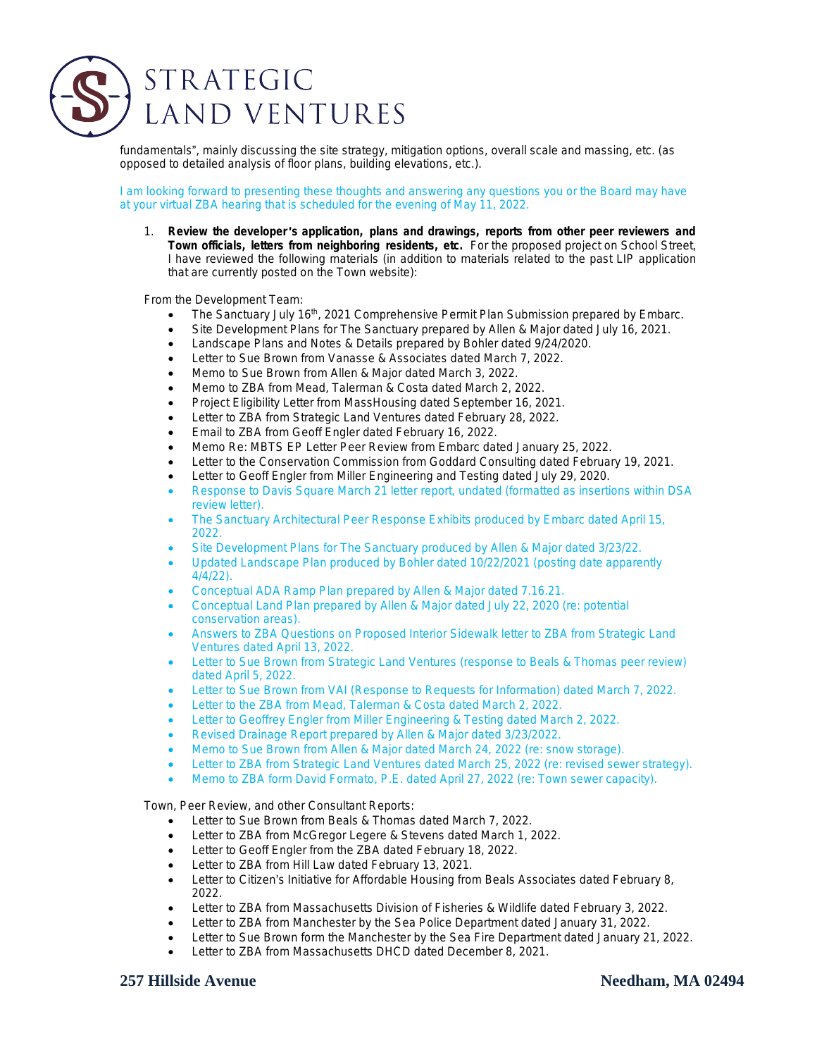fundamentals", mainly discussing the site strategy, mitigation options, overall scale and massing, etc. (as opposed to detailed analysis of floor plans, building elevations, etc.).

I am looking forward to presenting these thoughts and answering any questions you or the Board may have at your virtual ZBA hearing that is scheduled for the evening of May 11, 2022.

1. **Review the developer's application, plans and drawings, reports from other peer reviewers and Town officials, letters from neighboring residents, etc.** For the proposed project on School Street, I have reviewed the following materials (in addition to materials related to the past LIP application that are currently posted on the Town website):

From the Development Team:

- The Sanctuary July 16th, 2021 Comprehensive Permit Plan Submission prepared by Embarc.
- Site Development Plans for The Sanctuary prepared by Allen & Major dated July 16, 2021.
- Landscape Plans and Notes & Details prepared by Bohler dated 9/24/2020.
- Letter to Sue Brown from Vanasse & Associates dated March 7, 2022.
- Memo to Sue Brown from Allen & Major dated March 3, 2022.
- Memo to ZBA from Mead, Talerman & Costa dated March 2, 2022.
- Project Eligibility Letter from MassHousing dated September 16, 2021.
- Letter to ZBA from Strategic Land Ventures dated February 28, 2022.
- Email to ZBA from Geoff Engler dated February 16, 2022.
- Memo Re: MBTS EP Letter Peer Review from Embarc dated January 25, 2022.
- Letter to the Conservation Commission from Goddard Consulting dated February 19, 2021.
- Letter to Geoff Engler from Miller Engineering and Testing dated July 29, 2020.
- Response to Davis Square March 21 letter report, undated (formatted as insertions within DSA review letter).
- The Sanctuary Architectural Peer Response Exhibits produced by Embarc dated April 15, 2022.
- Site Development Plans for The Sanctuary produced by Allen & Major dated 3/23/22.
- Updated Landscape Plan produced by Bohler dated 10/22/2021 (posting date apparently 4/4/22).
- Conceptual ADA Ramp Plan prepared by Allen & Major dated 7.16.21.
- Conceptual Land Plan prepared by Allen & Major dated July 22, 2020 (re: potential conservation areas).
- Answers to ZBA Questions on Proposed Interior Sidewalk letter to ZBA from Strategic Land Ventures dated April 13, 2022.
- Letter to Sue Brown from Strategic Land Ventures (response to Beals & Thomas peer review) dated April 5, 2022.
- Letter to Sue Brown from VAI (Response to Requests for Information) dated March 7, 2022.
- Letter to the ZBA from Mead, Talerman & Costa dated March 2, 2022.
- Letter to Geoffrey Engler from Miller Engineering & Testing dated March 2, 2022.
- Revised Drainage Report prepared by Allen & Major dated 3/23/2022.
- Memo to Sue Brown from Allen & Major dated March 24, 2022 (re: snow storage).
- Letter to ZBA from Strategic Land Ventures dated March 25, 2022 (re: revised sewer strategy).
- Memo to ZBA form David Formato, P.E. dated April 27, 2022 (re: Town sewer capacity).

Town, Peer Review, and other Consultant Reports:

- Letter to Sue Brown from Beals & Thomas dated March 7, 2022.
- Letter to ZBA from McGregor Legere & Stevens dated March 1, 2022.
- Letter to Geoff Engler from the ZBA dated February 18, 2022.
- Letter to ZBA from Hill Law dated February 13, 2021.
- Letter to Citizen's Initiative for Affordable Housing from Beals Associates dated February 8, 2022.
- Letter to ZBA from Massachusetts Division of Fisheries & Wildlife dated February 3, 2022.
- Letter to ZBA from Manchester by the Sea Police Department dated January 31, 2022.
- Letter to Sue Brown form the Manchester by the Sea Fire Department dated January 21, 2022.
- Letter to ZBA from Massachusetts DHCD dated December 8, 2021.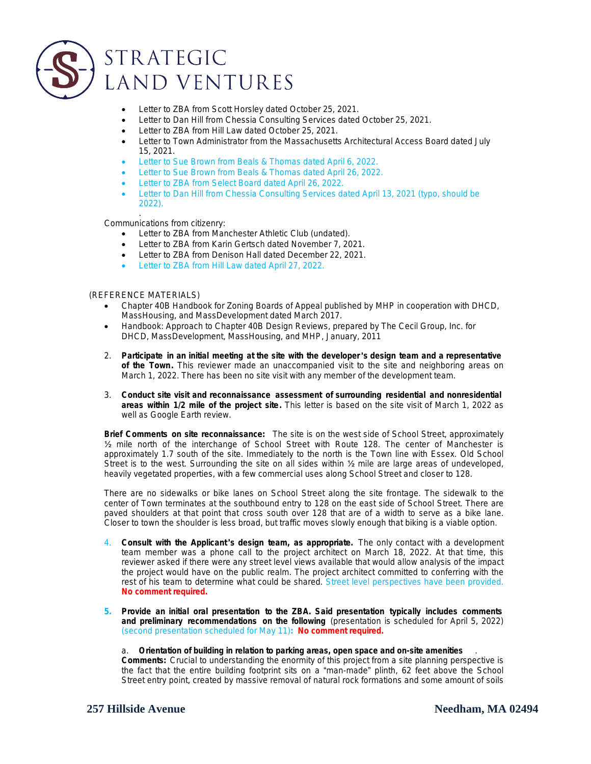- Letter to ZBA from Scott Horsley dated October 25, 2021.
- Letter to Dan Hill from Chessia Consulting Services dated October 25, 2021.
- Letter to ZBA from Hill Law dated October 25, 2021.
- Letter to Town Administrator from the Massachusetts Architectural Access Board dated July 15, 2021.
- Letter to Sue Brown from Beals & Thomas dated April 6, 2022.
- Letter to Sue Brown from Beals & Thomas dated April 26, 2022.
- Letter to ZBA from Select Board dated April 26, 2022.
- Letter to Dan Hill from Chessia Consulting Services dated April 13, 2021 (typo, should be 2022).

Communications from citizenry:

- Letter to ZBA from Manchester Athletic Club (undated).
- Letter to ZBA from Karin Gertsch dated November 7, 2021.
- Letter to ZBA from Denison Hall dated December 22, 2021.
- Letter to ZBA from Hill Law dated April 27, 2022.

(REFERENCE MATERIALS)

- Chapter 40B Handbook for Zoning Boards of Appeal published by MHP in cooperation with DHCD, MassHousing, and MassDevelopment dated March 2017.
- Handbook: Approach to Chapter 40B Design Reviews, prepared by The Cecil Group, Inc. for DHCD, MassDevelopment, MassHousing, and MHP, January, 2011

2. **Participate in an initial meeting at the site with the developer's design team and a representative of the Town.** This reviewer made an unaccompanied visit to the site and neighboring areas on March 1, 2022. There has been no site visit with any member of the development team.

3. **Conduct site visit and reconnaissance assessment of surrounding residential and nonresidential areas within 1/2 mile of the project site.** This letter is based on the site visit of March 1, 2022 as well as Google Earth review.

**Brief Comments on site reconnaissance:** The site is on the west side of School Street, approximately ½ mile north of the interchange of School Street with Route 128. The center of Manchester is approximately 1.7 south of the site. Immediately to the north is the Town line with Essex. Old School Street is to the west. Surrounding the site on all sides within ½ mile are large areas of undeveloped, heavily vegetated properties, with a few commercial uses along School Street and closer to 128.

There are no sidewalks or bike lanes on School Street along the site frontage. The sidewalk to the center of Town terminates at the southbound entry to 128 on the east side of School Street. There are paved shoulders at that point that cross south over 128 that are of a width to serve as a bike lane. Closer to town the shoulder is less broad, but traffic moves slowly enough that biking is a viable option.

4. **Consult with the Applicant's design team, as appropriate.** The only contact with a development team member was a phone call to the project architect on March 18, 2022. At that time, this reviewer asked if there were any street level views available that would allow analysis of the impact the project would have on the public realm. The project architect committed to conferring with the rest of his team to determine what could be shared. Street level perspectives have been provided. **No comment required.**

5. **Provide an initial oral presentation to the ZBA. Said presentation typically includes comments and preliminary recommendations on the following** (presentation is scheduled for April 5, 2022) (second presentation scheduled for May 11)**: No comment required.**

   a. **Orientation of building in relation to parking areas, open space and on-site amenities**.
   **Comments:** Crucial to understanding the enormity of this project from a site planning perspective is the fact that the entire building footprint sits on a "man-made" plinth, 62 feet above the School Street entry point, created by massive removal of natural rock formations and some amount of soils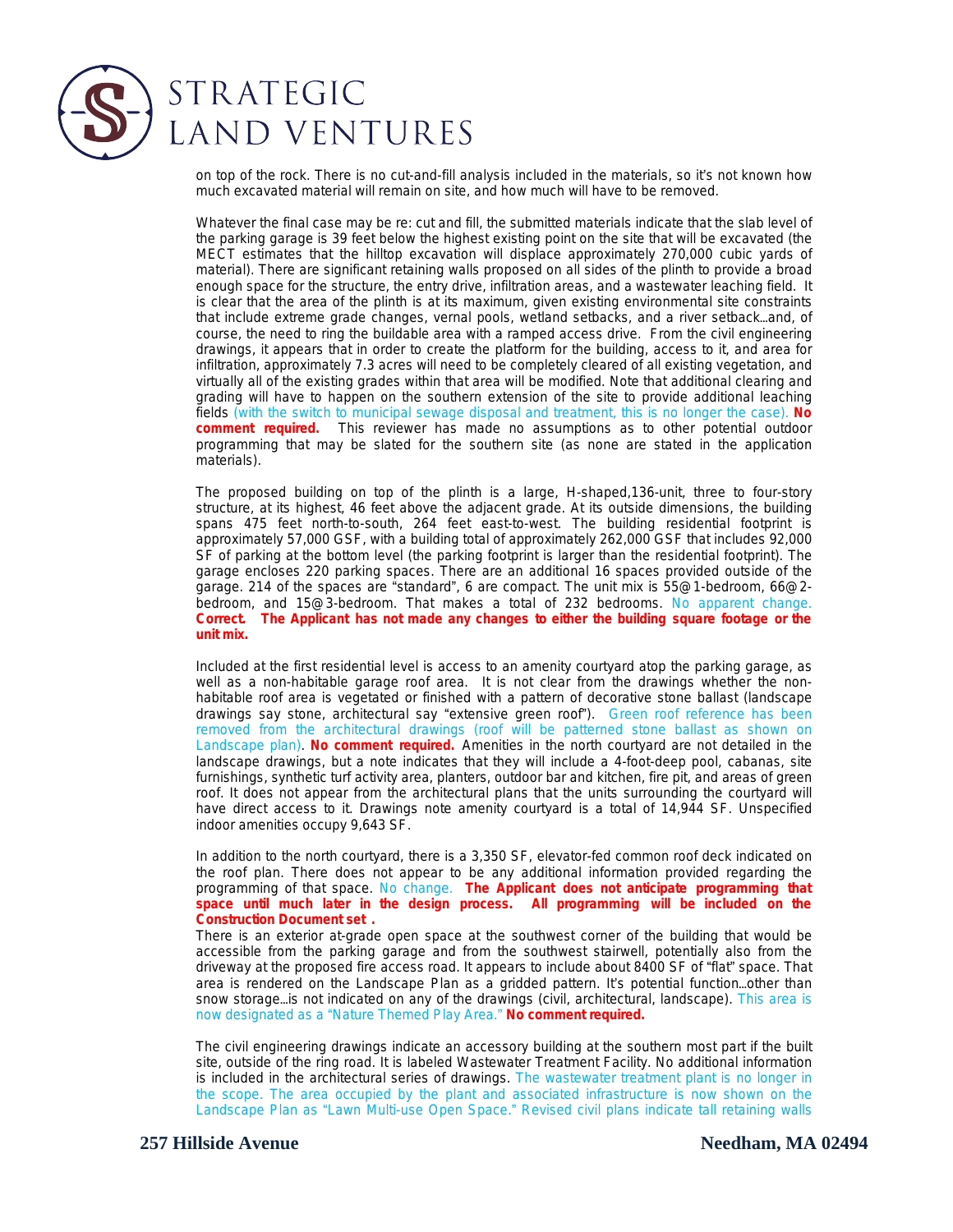on top of the rock. There is no cut-and-fill analysis included in the materials, so it's not known how much excavated material will remain on site, and how much will have to be removed.

Whatever the final case may be re: cut and fill, the submitted materials indicate that the slab level of the parking garage is 39 feet below the highest existing point on the site that will be excavated (the MECT estimates that the hilltop excavation will displace approximately 270,000 cubic yards of material). There are significant retaining walls proposed on all sides of the plinth to provide a broad enough space for the structure, the entry drive, infiltration areas, and a wastewater leaching field. It is clear that the area of the plinth is at its maximum, given existing environmental site constraints that include extreme grade changes, vernal pools, wetland setbacks, and a river setback...and, of course, the need to ring the buildable area with a ramped access drive. From the civil engineering drawings, it appears that in order to create the platform for the building, access to it, and area for infiltration, approximately 7.3 acres will need to be completely cleared of all existing vegetation, and virtually all of the existing grades within that area will be modified. Note that additional clearing and grading will have to happen on the southern extension of the site to provide additional leaching fields (with the switch to municipal sewage disposal and treatment, this is no longer the case). **No comment required.** This reviewer has made no assumptions as to other potential outdoor programming that may be slated for the southern site (as none are stated in the application materials).

The proposed building on top of the plinth is a large, H-shaped,136-unit, three to four-story structure, at its highest, 46 feet above the adjacent grade. At its outside dimensions, the building spans 475 feet north-to-south, 264 feet east-to-west. The building residential footprint is approximately 57,000 GSF, with a building total of approximately 262,000 GSF that includes 92,000 SF of parking at the bottom level (the parking footprint is larger than the residential footprint). The garage encloses 220 parking spaces. There are an additional 16 spaces provided outside of the garage. 214 of the spaces are "standard", 6 are compact. The unit mix is 55@1-bedroom, 66@2-bedroom, and 15@3-bedroom. That makes a total of 232 bedrooms. No apparent change. **Correct. The Applicant has not made any changes to either the building square footage or the unit mix.**

Included at the first residential level is access to an amenity courtyard atop the parking garage, as well as a non-habitable garage roof area. It is not clear from the drawings whether the non-habitable roof area is vegetated or finished with a pattern of decorative stone ballast (landscape drawings say stone, architectural say "extensive green roof"). Green roof reference has been removed from the architectural drawings (roof will be patterned stone ballast as shown on Landscape plan). **No comment required.** Amenities in the north courtyard are not detailed in the landscape drawings, but a note indicates that they will include a 4-foot-deep pool, cabanas, site furnishings, synthetic turf activity area, planters, outdoor bar and kitchen, fire pit, and areas of green roof. It does not appear from the architectural plans that the units surrounding the courtyard will have direct access to it. Drawings note amenity courtyard is a total of 14,944 SF. Unspecified indoor amenities occupy 9,643 SF.

In addition to the north courtyard, there is a 3,350 SF, elevator-fed common roof deck indicated on the roof plan. There does not appear to be any additional information provided regarding the programming of that space. No change. **The Applicant does not anticipate programming that space until much later in the design process. All programming will be included on the Construction Document set .**

There is an exterior at-grade open space at the southwest corner of the building that would be accessible from the parking garage and from the southwest stairwell, potentially also from the driveway at the proposed fire access road. It appears to include about 8400 SF of "flat" space. That area is rendered on the Landscape Plan as a gridded pattern. It's potential function...other than snow storage...is not indicated on any of the drawings (civil, architectural, landscape). This area is now designated as a "Nature Themed Play Area." **No comment required.**

The civil engineering drawings indicate an accessory building at the southern most part if the built site, outside of the ring road. It is labeled Wastewater Treatment Facility. No additional information is included in the architectural series of drawings. The wastewater treatment plant is no longer in the scope. The area occupied by the plant and associated infrastructure is now shown on the Landscape Plan as "Lawn Multi-use Open Space." Revised civil plans indicate tall retaining walls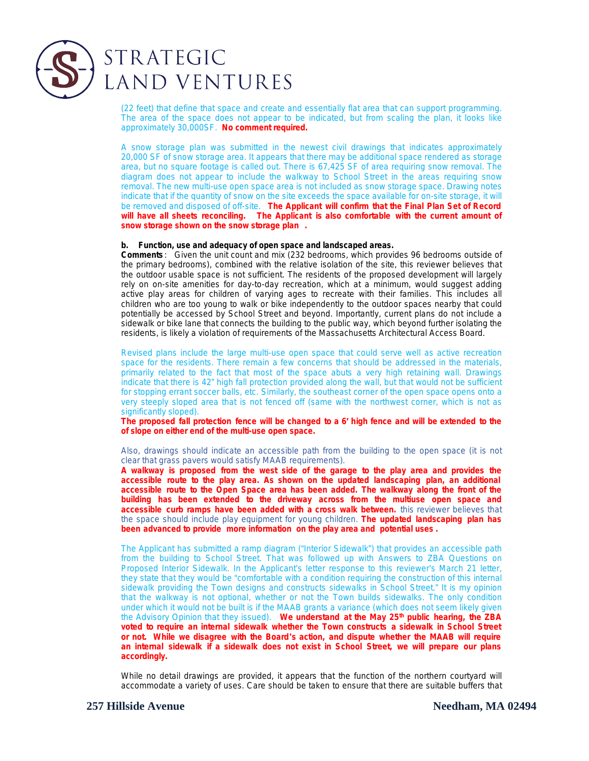(22 feet) that define that space and create and essentially flat area that can support programming. The area of the space does not appear to be indicated, but from scaling the plan, it looks like approximately 30,000SF. **No comment required.**

A snow storage plan was submitted in the newest civil drawings that indicates approximately 20,000 SF of snow storage area. It appears that there may be additional space rendered as storage area, but no square footage is called out. There is 67,425 SF of area requiring snow removal. The diagram does not appear to include the walkway to School Street in the areas requiring snow removal. The new multi-use open space area is not included as snow storage space. Drawing notes indicate that if the quantity of snow on the site exceeds the space available for on-site storage, it will be removed and disposed of off-site. **The Applicant will confirm that the Final Plan Set of Record will have all sheets reconciling. The Applicant is also comfortable with the current amount of snow storage shown on the snow storage plan .**

**b. Function, use and adequacy of open space and landscaped areas.**

**Comments**: Given the unit count and mix (232 bedrooms, which provides 96 bedrooms outside of the primary bedrooms), combined with the relative isolation of the site, this reviewer believes that the outdoor usable space is not sufficient. The residents of the proposed development will largely rely on on-site amenities for day-to-day recreation, which at a minimum, would suggest adding active play areas for children of varying ages to recreate with their families. This includes all children who are too young to walk or bike independently to the outdoor spaces nearby that could potentially be accessed by School Street and beyond. Importantly, current plans do not include a sidewalk or bike lane that connects the building to the public way, which beyond further isolating the residents, is likely a violation of requirements of the Massachusetts Architectural Access Board.

Revised plans include the large multi-use open space that could serve well as active recreation space for the residents. There remain a few concerns that should be addressed in the materials, primarily related to the fact that most of the space abuts a very high retaining wall. Drawings indicate that there is 42" high fall protection provided along the wall, but that would not be sufficient for stopping errant soccer balls, etc. Similarly, the southeast corner of the open space opens onto a very steeply sloped area that is not fenced off (same with the northwest corner, which is not as significantly sloped).

**The proposed fall protection fence will be changed to a 6' high fence and will be extended to the of slope on either end of the multi-use open space.**

Also, drawings should indicate an accessible path from the building to the open space (it is not clear that grass pavers would satisfy MAAB requirements).

**A walkway is proposed from the west side of the garage to the play area and provides the accessible route to the play area. As shown on the updated landscaping plan, an additional accessible route to the Open Space area has been added. The walkway along the front of the building has been extended to the driveway across from the multiuse open space and accessible curb ramps have been added with a cross walk between.** this reviewer believes that the space should include play equipment for young children. **The updated landscaping plan has been advanced to provide more information on the play area and potential uses .**

The Applicant has submitted a ramp diagram ("Interior Sidewalk") that provides an accessible path from the building to School Street. That was followed up with Answers to ZBA Questions on Proposed Interior Sidewalk. In the Applicant's letter response to this reviewer's March 21 letter, they state that they would be "comfortable with a condition requiring the construction of this internal sidewalk providing the Town designs and constructs sidewalks in School Street." It is my opinion that the walkway is not optional, whether or not the Town builds sidewalks. The only condition under which it would not be built is if the MAAB grants a variance (which does not seem likely given the Advisory Opinion that they issued). **We understand at the May 25th public hearing, the ZBA voted to require an internal sidewalk whether the Town constructs a sidewalk in School Street or not. While we disagree with the Board's action, and dispute whether the MAAB will require an internal sidewalk if a sidewalk does not exist in School Street, we will prepare our plans accordingly.**

While no detail drawings are provided, it appears that the function of the northern courtyard will accommodate a variety of uses. Care should be taken to ensure that there are suitable buffers that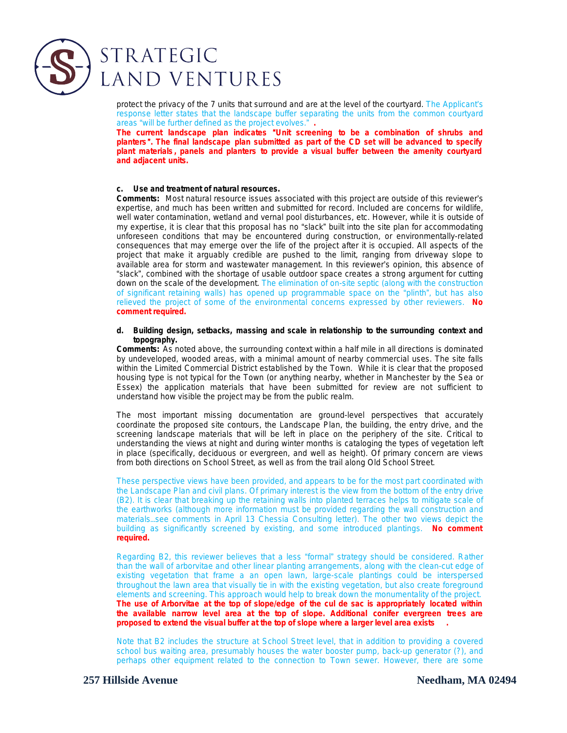protect the privacy of the 7 units that surround and are at the level of the courtyard. The Applicant's response letter states that the landscape buffer separating the units from the common courtyard areas "will be further defined as the project evolves." **.**

**The current landscape plan indicates "Unit screening to be a combination of shrubs and planters". The final landscape plan submitted as part of the CD set will be advanced to specify plant materials, panels and planters to provide a visual buffer between the amenity courtyard and adjacent units.**

**c. Use and treatment of natural resources.**

**Comments:** Most natural resource issues associated with this project are outside of this reviewer's expertise, and much has been written and submitted for record. Included are concerns for wildlife, well water contamination, wetland and vernal pool disturbances, etc. However, while it is outside of my expertise, it is clear that this proposal has no "slack" built into the site plan for accommodating unforeseen conditions that may be encountered during construction, or environmentally-related consequences that may emerge over the life of the project after it is occupied. All aspects of the project that make it arguably credible are pushed to the limit, ranging from driveway slope to available area for storm and wastewater management. In this reviewer's opinion, this absence of "slack", combined with the shortage of usable outdoor space creates a strong argument for cutting down on the scale of the development. The elimination of on-site septic (along with the construction of significant retaining walls) has opened up programmable space on the "plinth", but has also relieved the project of some of the environmental concerns expressed by other reviewers. **No comment required.**

**d. Building design, setbacks, massing and scale in relationship to the surrounding context and topography.**

**Comments:** As noted above, the surrounding context within a half mile in all directions is dominated by undeveloped, wooded areas, with a minimal amount of nearby commercial uses. The site falls within the Limited Commercial District established by the Town. While it is clear that the proposed housing type is not typical for the Town (or anything nearby, whether in Manchester by the Sea or Essex) the application materials that have been submitted for review are not sufficient to understand how visible the project may be from the public realm.

The most important missing documentation are ground-level perspectives that accurately coordinate the proposed site contours, the Landscape Plan, the building, the entry drive, and the screening landscape materials that will be left in place on the periphery of the site. Critical to understanding the views at night and during winter months is cataloging the types of vegetation left in place (specifically, deciduous or evergreen, and well as height). Of primary concern are views from both directions on School Street, as well as from the trail along Old School Street.

These perspective views have been provided, and appears to be for the most part coordinated with the Landscape Plan and civil plans. Of primary interest is the view from the bottom of the entry drive (B2). It is clear that breaking up the retaining walls into planted terraces helps to mitigate scale of the earthworks (although more information must be provided regarding the wall construction and materials...see comments in April 13 Chessia Consulting letter). The other two views depict the building as significantly screened by existing, and some introduced plantings. **No comment required.**

Regarding B2, this reviewer believes that a less "formal" strategy should be considered. Rather than the wall of arborvitae and other linear planting arrangements, along with the clean-cut edge of existing vegetation that frame a an open lawn, large-scale plantings could be interspersed throughout the lawn area that visually tie in with the existing vegetation, but also create foreground elements and screening. This approach would help to break down the monumentality of the project.
**The use of Arborvitae at the top of slope/edge of the cul de sac is appropriately located within the available narrow level area at the top of slope. Additional conifer evergreen trees are proposed to extend the visual buffer at the top of slope where a larger level area exists .**

Note that B2 includes the structure at School Street level, that in addition to providing a covered school bus waiting area, presumably houses the water booster pump, back-up generator (?), and perhaps other equipment related to the connection to Town sewer. However, there are some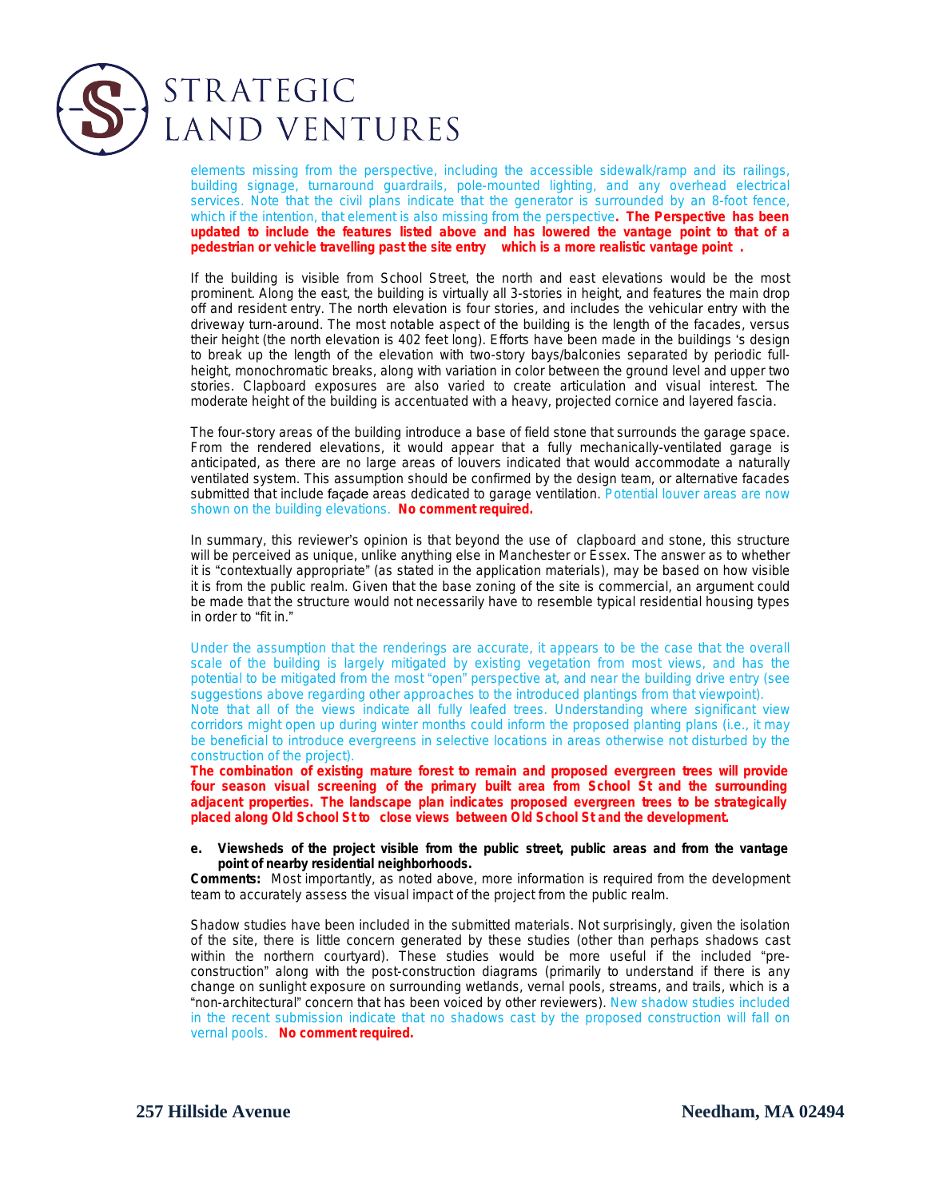elements missing from the perspective, including the accessible sidewalk/ramp and its railings, building signage, turnaround guardrails, pole-mounted lighting, and any overhead electrical services. Note that the civil plans indicate that the generator is surrounded by an 8-foot fence, which if the intention, that element is also missing from the perspective**. The Perspective has been updated to include the features listed above and has lowered the vantage point to that of a pedestrian or vehicle travelling past the site entry which is a more realistic vantage point.**

If the building is visible from School Street, the north and east elevations would be the most prominent. Along the east, the building is virtually all 3-stories in height, and features the main drop off and resident entry. The north elevation is four stories, and includes the vehicular entry with the driveway turn-around. The most notable aspect of the building is the length of the facades, versus their height (the north elevation is 402 feet long). Efforts have been made in the buildings 's design to break up the length of the elevation with two-story bays/balconies separated by periodic full-height, monochromatic breaks, along with variation in color between the ground level and upper two stories. Clapboard exposures are also varied to create articulation and visual interest. The moderate height of the building is accentuated with a heavy, projected cornice and layered fascia.

The four-story areas of the building introduce a base of field stone that surrounds the garage space. From the rendered elevations, it would appear that a fully mechanically-ventilated garage is anticipated, as there are no large areas of louvers indicated that would accommodate a naturally ventilated system. This assumption should be confirmed by the design team, or alternative facades submitted that include façade areas dedicated to garage ventilation. Potential louver areas are now shown on the building elevations. **No comment required.**

In summary, this reviewer's opinion is that beyond the use of clapboard and stone, this structure will be perceived as unique, unlike anything else in Manchester or Essex. The answer as to whether it is "contextually appropriate" (as stated in the application materials), may be based on how visible it is from the public realm. Given that the base zoning of the site is commercial, an argument could be made that the structure would not necessarily have to resemble typical residential housing types in order to "fit in."

Under the assumption that the renderings are accurate, it appears to be the case that the overall scale of the building is largely mitigated by existing vegetation from most views, and has the potential to be mitigated from the most "open" perspective at, and near the building drive entry (see suggestions above regarding other approaches to the introduced plantings from that viewpoint).
Note that all of the views indicate all fully leafed trees. Understanding where significant view corridors might open up during winter months could inform the proposed planting plans (i.e., it may be beneficial to introduce evergreens in selective locations in areas otherwise not disturbed by the construction of the project).
**The combination of existing mature forest to remain and proposed evergreen trees will provide four season visual screening of the primary built area from School St and the surrounding adjacent properties. The landscape plan indicates proposed evergreen trees to be strategically placed along Old School St to close views between Old School St and the development.**

**e. Viewsheds of the project visible from the public street, public areas and from the vantage point of nearby residential neighborhoods.**

**Comments:** Most importantly, as noted above, more information is required from the development team to accurately assess the visual impact of the project from the public realm.

Shadow studies have been included in the submitted materials. Not surprisingly, given the isolation of the site, there is little concern generated by these studies (other than perhaps shadows cast within the northern courtyard). These studies would be more useful if the included "pre-construction" along with the post-construction diagrams (primarily to understand if there is any change on sunlight exposure on surrounding wetlands, vernal pools, streams, and trails, which is a "non-architectural" concern that has been voiced by other reviewers). New shadow studies included in the recent submission indicate that no shadows cast by the proposed construction will fall on vernal pools. **No comment required.**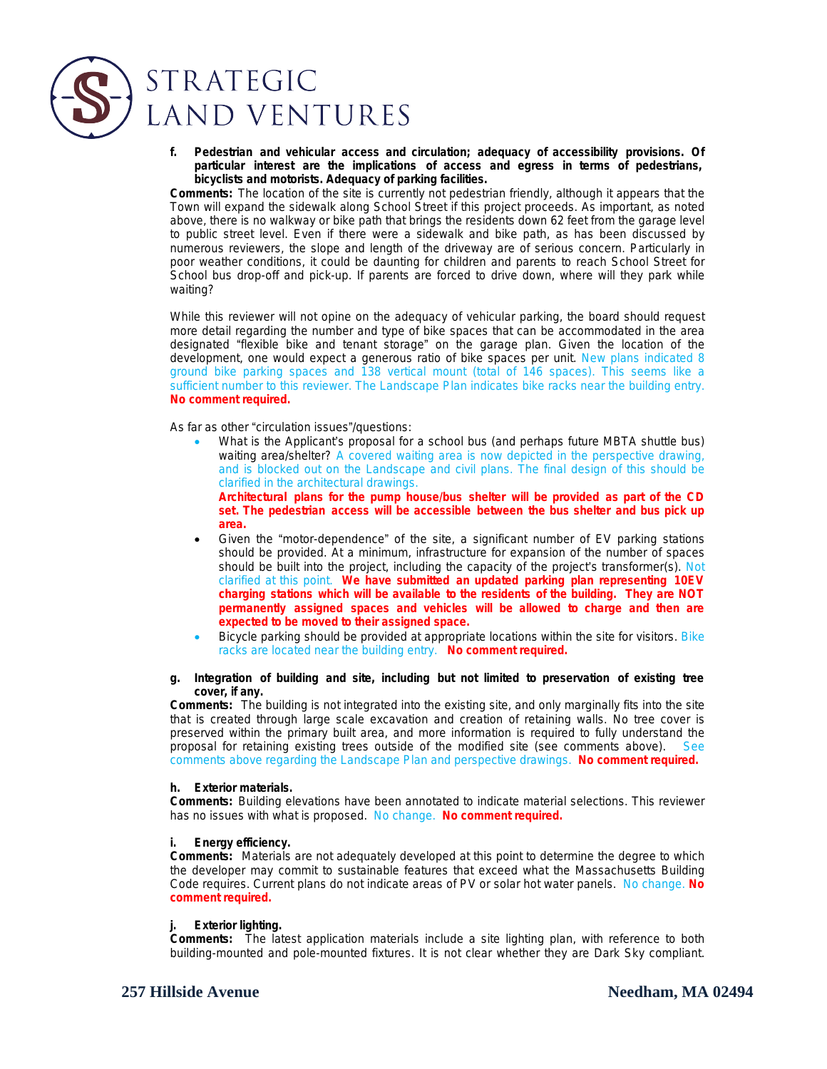**f. Pedestrian and vehicular access and circulation; adequacy of accessibility provisions. Of particular interest are the implications of access and egress in terms of pedestrians, bicyclists and motorists. Adequacy of parking facilities.**

**Comments:** The location of the site is currently not pedestrian friendly, although it appears that the Town will expand the sidewalk along School Street if this project proceeds. As important, as noted above, there is no walkway or bike path that brings the residents down 62 feet from the garage level to public street level. Even if there were a sidewalk and bike path, as has been discussed by numerous reviewers, the slope and length of the driveway are of serious concern. Particularly in poor weather conditions, it could be daunting for children and parents to reach School Street for School bus drop-off and pick-up. If parents are forced to drive down, where will they park while waiting?

While this reviewer will not opine on the adequacy of vehicular parking, the board should request more detail regarding the number and type of bike spaces that can be accommodated in the area designated "flexible bike and tenant storage" on the garage plan. Given the location of the development, one would expect a generous ratio of bike spaces per unit. New plans indicated 8 ground bike parking spaces and 138 vertical mount (total of 146 spaces). This seems like a sufficient number to this reviewer. The Landscape Plan indicates bike racks near the building entry. **No comment required.**

As far as other "circulation issues"/questions:

- What is the Applicant's proposal for a school bus (and perhaps future MBTA shuttle bus) waiting area/shelter? A covered waiting area is now depicted in the perspective drawing, and is blocked out on the Landscape and civil plans. The final design of this should be clarified in the architectural drawings.
  **Architectural plans for the pump house/bus shelter will be provided as part of the CD set. The pedestrian access will be accessible between the bus shelter and bus pick up area.**
- Given the "motor-dependence" of the site, a significant number of EV parking stations should be provided. At a minimum, infrastructure for expansion of the number of spaces should be built into the project, including the capacity of the project's transformer(s). Not clarified at this point. **We have submitted an updated parking plan representing 10EV charging stations which will be available to the residents of the building. They are NOT permanently assigned spaces and vehicles will be allowed to charge and then are expected to be moved to their assigned space.**
- Bicycle parking should be provided at appropriate locations within the site for visitors. Bike racks are located near the building entry. **No comment required.**

**g. Integration of building and site, including but not limited to preservation of existing tree cover, if any.**

**Comments:** The building is not integrated into the existing site, and only marginally fits into the site that is created through large scale excavation and creation of retaining walls. No tree cover is preserved within the primary built area, and more information is required to fully understand the proposal for retaining existing trees outside of the modified site (see comments above). See comments above regarding the Landscape Plan and perspective drawings. **No comment required.**

**h. Exterior materials.**

**Comments:** Building elevations have been annotated to indicate material selections. This reviewer has no issues with what is proposed. No change. **No comment required.**

**i. Energy efficiency.**

**Comments:** Materials are not adequately developed at this point to determine the degree to which the developer may commit to sustainable features that exceed what the Massachusetts Building Code requires. Current plans do not indicate areas of PV or solar hot water panels. No change. **No comment required.**

**j. Exterior lighting.**

**Comments:** The latest application materials include a site lighting plan, with reference to both building-mounted and pole-mounted fixtures. It is not clear whether they are Dark Sky compliant.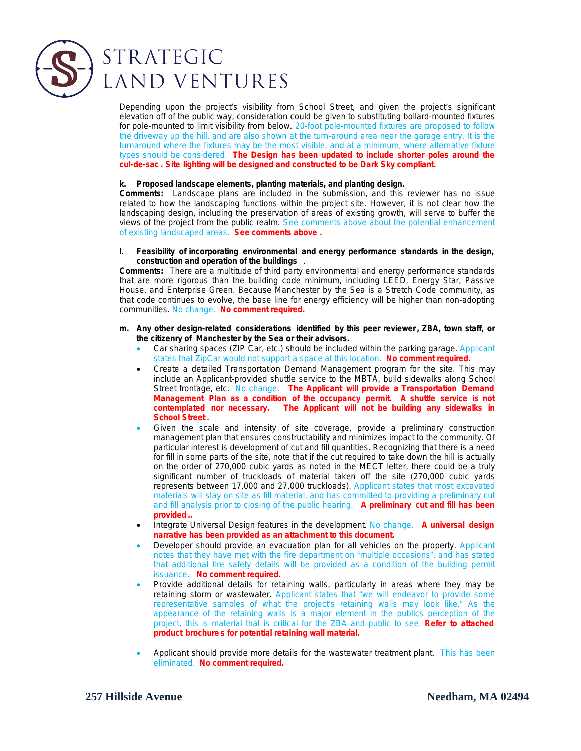Depending upon the project's visibility from School Street, and given the project's significant elevation off of the public way, consideration could be given to substituting bollard-mounted fixtures for pole-mounted to limit visibility from below. 20-foot pole-mounted fixtures are proposed to follow the driveway up the hill, and are also shown at the turn-around area near the garage entry. It is the turnaround where the fixtures may be the most visible, and at a minimum, where alternative fixture types should be considered. **The Design has been updated to include shorter poles around the cul-de-sac . Site lighting will be designed and constructed to be Dark Sky compliant.**

**k. Proposed landscape elements, planting materials, and planting design.**

**Comments:** Landscape plans are included in the submission, and this reviewer has no issue related to how the landscaping functions within the project site. However, it is not clear how the landscaping design, including the preservation of areas of existing growth, will serve to buffer the views of the project from the public realm. See comments above about the potential enhancement of existing landscaped areas. **See comments above .**

l. **Feasibility of incorporating environmental and energy performance standards in the design, construction and operation of the buildings** .

**Comments:** There are a multitude of third party environmental and energy performance standards that are more rigorous than the building code minimum, including LEED, Energy Star, Passive House, and Enterprise Green. Because Manchester by the Sea is a Stretch Code community, as that code continues to evolve, the base line for energy efficiency will be higher than non-adopting communities. No change. **No comment required.**

**m. Any other design-related considerations identified by this peer reviewer, ZBA, town staff, or the citizenry of Manchester by the Sea or their advisors.**

- Car sharing spaces (ZIP Car, etc.) should be included within the parking garage. Applicant states that ZipCar would not support a space at this location. **No comment required.**
- Create a detailed Transportation Demand Management program for the site. This may include an Applicant-provided shuttle service to the MBTA, build sidewalks along School Street frontage, etc. No change. **The Applicant will provide a Transportation Demand Management Plan as a condition of the occupancy permit. A shuttle service is not contemplated nor necessary. The Applicant will not be building any sidewalks in School Street.**
- Given the scale and intensity of site coverage, provide a preliminary construction management plan that ensures constructability and minimizes impact to the community. Of particular interest is development of cut and fill quantities. Recognizing that there is a need for fill in some parts of the site, note that if the cut required to take down the hill is actually on the order of 270,000 cubic yards as noted in the MECT letter, there could be a truly significant number of truckloads of material taken off the site (270,000 cubic yards represents between 17,000 and 27,000 truckloads). Applicant states that most excavated materials will stay on site as fill material, and has committed to providing a preliminary cut and fill analysis prior to closing of the public hearing. **A preliminary cut and fill has been provided..**
- Integrate Universal Design features in the development. No change. **A universal design narrative has been provided as an attachment to this document.**
- Developer should provide an evacuation plan for all vehicles on the property. Applicant notes that they have met with the fire department on "multiple occasions", and has stated that additional fire safety details will be provided as a condition of the building permit issuance. **No comment required.**
- Provide additional details for retaining walls, particularly in areas where they may be retaining storm or wastewater. Applicant states that "we will endeavor to provide some representative samples of what the project's retaining walls may look like." As the appearance of the retaining walls is a major element in the publics perception of the project, this is material that is critical for the ZBA and public to see. **Refer to attached product brochures for potential retaining wall material.**
- Applicant should provide more details for the wastewater treatment plant. This has been eliminated. **No comment required.**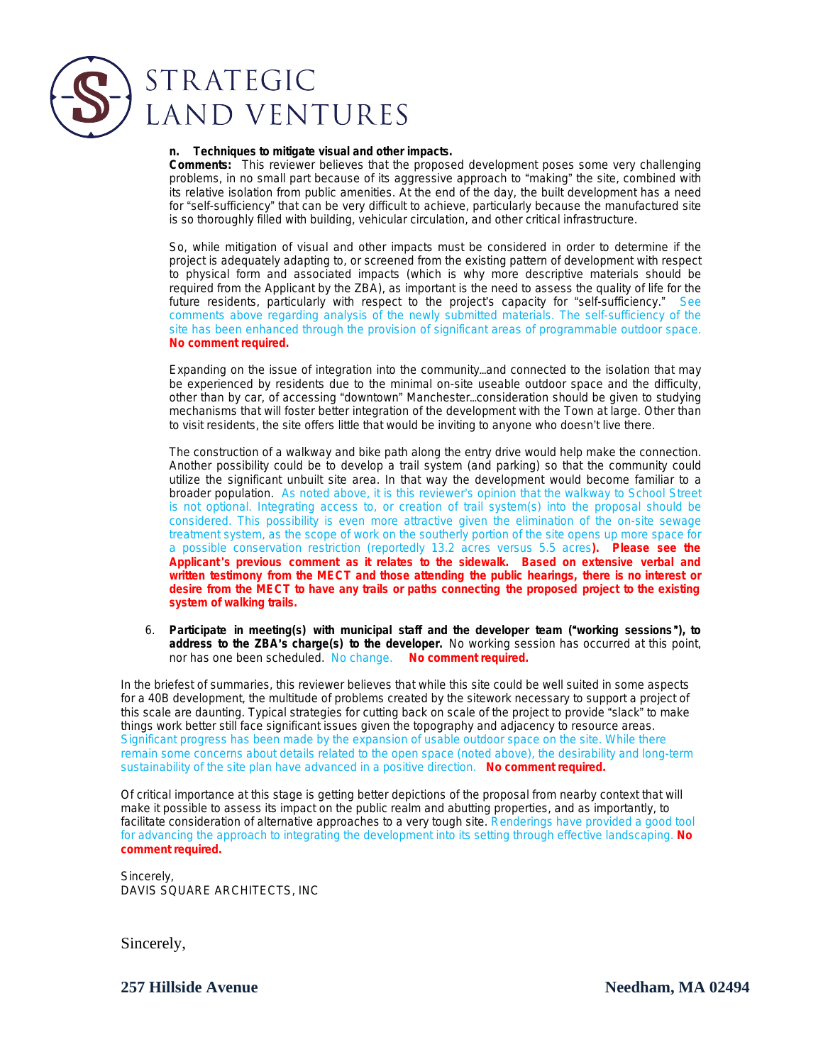**n. Techniques to mitigate visual and other impacts.**

**Comments:** This reviewer believes that the proposed development poses some very challenging problems, in no small part because of its aggressive approach to "making" the site, combined with its relative isolation from public amenities. At the end of the day, the built development has a need for "self-sufficiency" that can be very difficult to achieve, particularly because the manufactured site is so thoroughly filled with building, vehicular circulation, and other critical infrastructure.

So, while mitigation of visual and other impacts must be considered in order to determine if the project is adequately adapting to, or screened from the existing pattern of development with respect to physical form and associated impacts (which is why more descriptive materials should be required from the Applicant by the ZBA), as important is the need to assess the quality of life for the future residents, particularly with respect to the project's capacity for "self-sufficiency." See comments above regarding analysis of the newly submitted materials. The self-sufficiency of the site has been enhanced through the provision of significant areas of programmable outdoor space. **No comment required.**

Expanding on the issue of integration into the community...and connected to the isolation that may be experienced by residents due to the minimal on-site useable outdoor space and the difficulty, other than by car, of accessing "downtown" Manchester...consideration should be given to studying mechanisms that will foster better integration of the development with the Town at large. Other than to visit residents, the site offers little that would be inviting to anyone who doesn't live there.

The construction of a walkway and bike path along the entry drive would help make the connection. Another possibility could be to develop a trail system (and parking) so that the community could utilize the significant unbuilt site area. In that way the development would become familiar to a broader population. As noted above, it is this reviewer's opinion that the walkway to School Street is not optional. Integrating access to, or creation of trail system(s) into the proposal should be considered. This possibility is even more attractive given the elimination of the on-site sewage treatment system, as the scope of work on the southerly portion of the site opens up more space for a possible conservation restriction (reportedly 13.2 acres versus 5.5 acres**). Please see the Applicant's previous comment as it relates to the sidewalk. Based on extensive verbal and written testimony from the MECT and those attending the public hearings, there is no interest or desire from the MECT to have any trails or paths connecting the proposed project to the existing system of walking trails.**

6. **Participate in meeting(s) with municipal staff and the developer team ("working sessions"), to address to the ZBA's charge(s) to the developer.** No working session has occurred at this point, nor has one been scheduled. No change. **No comment required.**

In the briefest of summaries, this reviewer believes that while this site could be well suited in some aspects for a 40B development, the multitude of problems created by the sitework necessary to support a project of this scale are daunting. Typical strategies for cutting back on scale of the project to provide "slack" to make things work better still face significant issues given the topography and adjacency to resource areas. Significant progress has been made by the expansion of usable outdoor space on the site. While there remain some concerns about details related to the open space (noted above), the desirability and long-term sustainability of the site plan have advanced in a positive direction. **No comment required.**

Of critical importance at this stage is getting better depictions of the proposal from nearby context that will make it possible to assess its impact on the public realm and abutting properties, and as importantly, to facilitate consideration of alternative approaches to a very tough site. Renderings have provided a good tool for advancing the approach to integrating the development into its setting through effective landscaping. **No comment required.**

Sincerely,
DAVIS SQUARE ARCHITECTS, INC

Sincerely,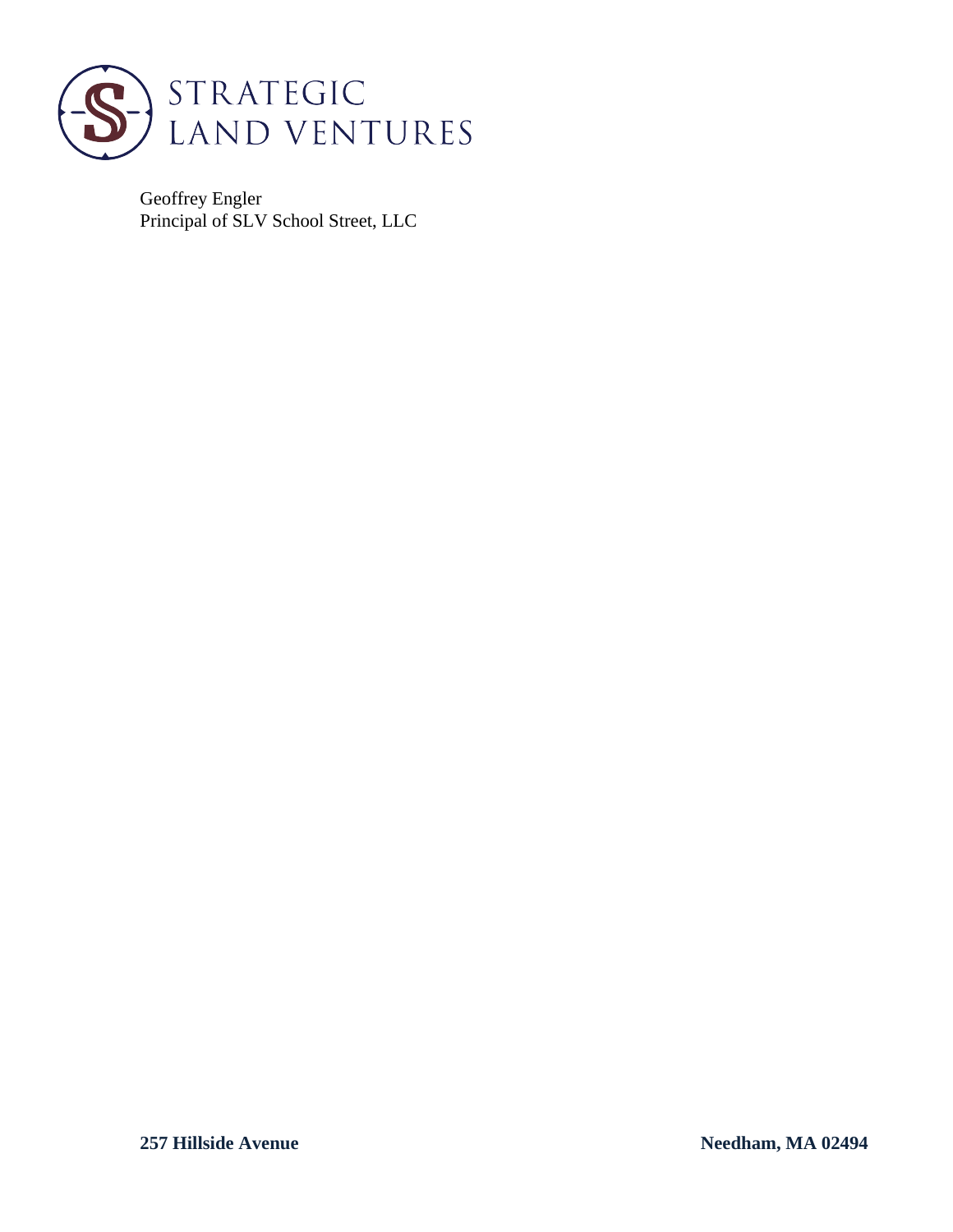STRATEGIC
LAND VENTURES

Geoffrey Engler
Principal of SLV School Street, LLC

**257 Hillside Avenue** **Needham, MA 02494**